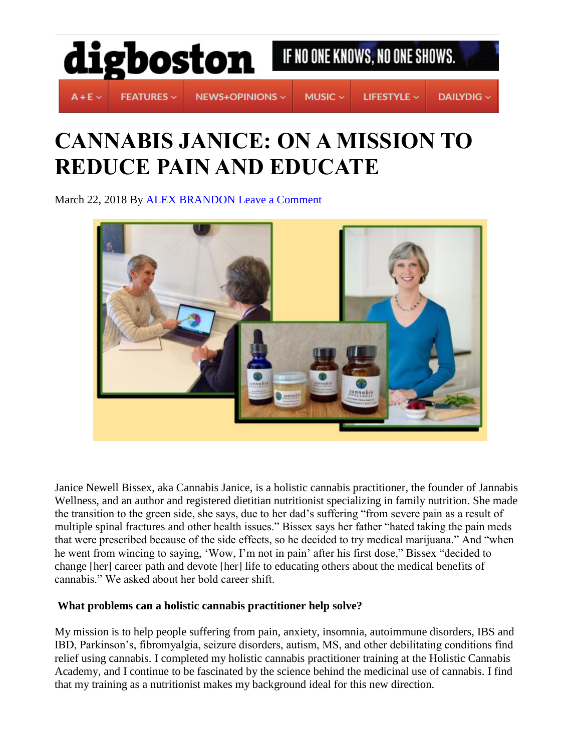digboston

IF NO ONE KNOWS, NO ONE SHOWS.

A+E | FEATURES | NEWS+OPINIONS | MUSIC | LIFESTYLE | DAILYDIG

# CANNABIS JANICE: ON A MISSION TO REDUCE PAIN AND EDUCATE

March 22, 2018 By ALEX BRANDON Leave a Comment

Janice Newell Bissex, aka Cannabis Janice, is a holistic cannabis practitioner, the founder of Jannabis Wellness, and an author and registered dietitian nutritionist specializing in family nutrition. She made the transition to the green side, she says, due to her dad's suffering "from severe pain as a result of multiple spinal fractures and other health issues." Bissex says her father "hated taking the pain meds that were prescribed because of the side effects, so he decided to try medical marijuana." And "when he went from wincing to saying, 'Wow, I'm not in pain' after his first dose," Bissex "decided to change [her] career path and devote [her] life to educating others about the medical benefits of cannabis." We asked about her bold career shift.

**What problems can a holistic cannabis practitioner help solve?**

My mission is to help people suffering from pain, anxiety, insomnia, autoimmune disorders, IBS and IBD, Parkinson's, fibromyalgia, seizure disorders, autism, MS, and other debilitating conditions find relief using cannabis. I completed my holistic cannabis practitioner training at the Holistic Cannabis Academy, and I continue to be fascinated by the science behind the medicinal use of cannabis. I find that my training as a nutritionist makes my background ideal for this new direction.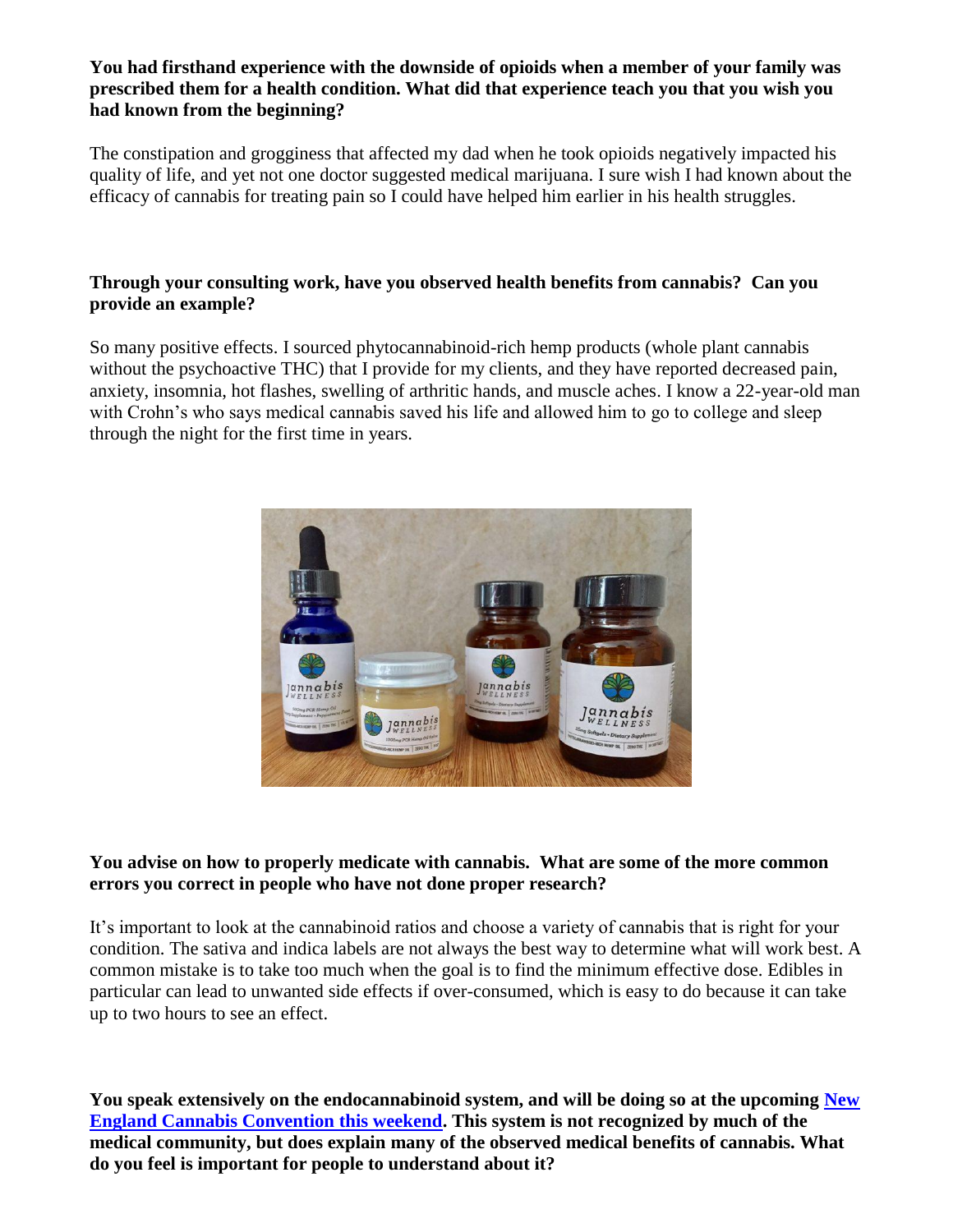**You had firsthand experience with the downside of opioids when a member of your family was prescribed them for a health condition. What did that experience teach you that you wish you had known from the beginning?**

The constipation and grogginess that affected my dad when he took opioids negatively impacted his quality of life, and yet not one doctor suggested medical marijuana. I sure wish I had known about the efficacy of cannabis for treating pain so I could have helped him earlier in his health struggles.

**Through your consulting work, have you observed health benefits from cannabis? Can you provide an example?**

So many positive effects. I sourced phytocannabinoid-rich hemp products (whole plant cannabis without the psychoactive THC) that I provide for my clients, and they have reported decreased pain, anxiety, insomnia, hot flashes, swelling of arthritic hands, and muscle aches. I know a 22-year-old man with Crohn's who says medical cannabis saved his life and allowed him to go to college and sleep through the night for the first time in years.

**You advise on how to properly medicate with cannabis. What are some of the more common errors you correct in people who have not done proper research?**

It's important to look at the cannabinoid ratios and choose a variety of cannabis that is right for your condition. The sativa and indica labels are not always the best way to determine what will work best. A common mistake is to take too much when the goal is to find the minimum effective dose. Edibles in particular can lead to unwanted side effects if over-consumed, which is easy to do because it can take up to two hours to see an effect.

**You speak extensively on the endocannabinoid system, and will be doing so at the upcoming [New England Cannabis Convention this weekend](). This system is not recognized by much of the medical community, but does explain many of the observed medical benefits of cannabis. What do you feel is important for people to understand about it?**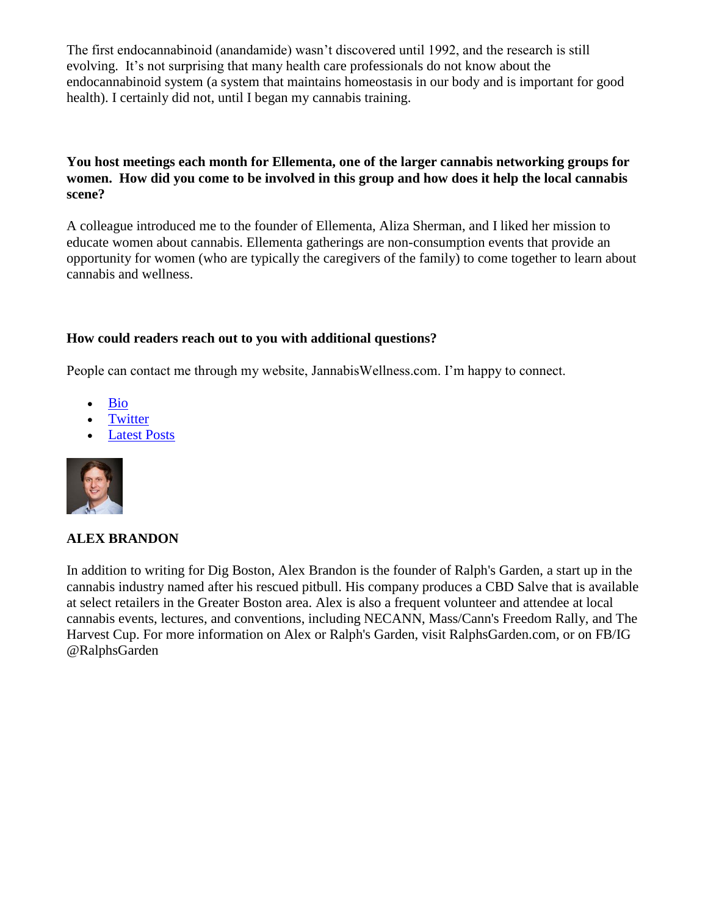The first endocannabinoid (anandamide) wasn't discovered until 1992, and the research is still evolving. It's not surprising that many health care professionals do not know about the endocannabinoid system (a system that maintains homeostasis in our body and is important for good health). I certainly did not, until I began my cannabis training.

**You host meetings each month for Ellementa, one of the larger cannabis networking groups for women. How did you come to be involved in this group and how does it help the local cannabis scene?**

A colleague introduced me to the founder of Ellementa, Aliza Sherman, and I liked her mission to educate women about cannabis. Ellementa gatherings are non-consumption events that provide an opportunity for women (who are typically the caregivers of the family) to come together to learn about cannabis and wellness.

**How could readers reach out to you with additional questions?**

People can contact me through my website, JannabisWellness.com. I'm happy to connect.

- Bio
- Twitter
- Latest Posts

**ALEX BRANDON**

In addition to writing for Dig Boston, Alex Brandon is the founder of Ralph's Garden, a start up in the cannabis industry named after his rescued pitbull. His company produces a CBD Salve that is available at select retailers in the Greater Boston area. Alex is also a frequent volunteer and attendee at local cannabis events, lectures, and conventions, including NECANN, Mass/Cann's Freedom Rally, and The Harvest Cup. For more information on Alex or Ralph's Garden, visit RalphsGarden.com, or on FB/IG @RalphsGarden